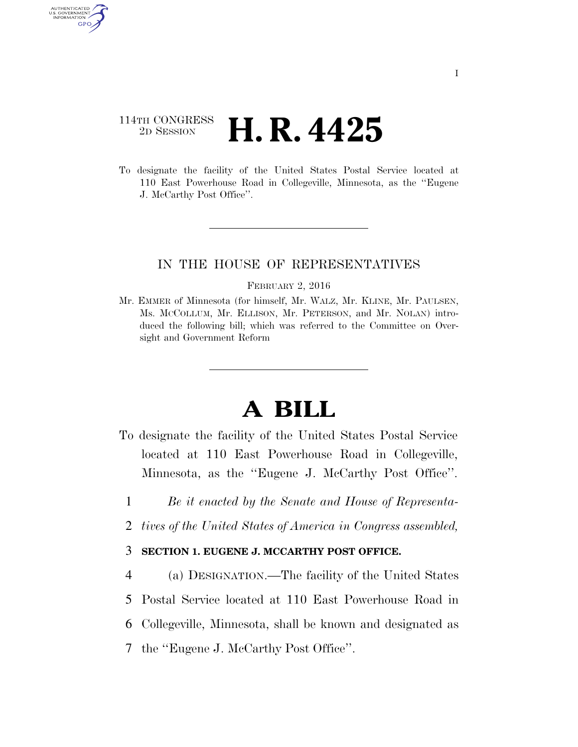114TH CONGRESS
2D SESSION

# H. R. 4425

To designate the facility of the United States Postal Service located at 110 East Powerhouse Road in Collegeville, Minnesota, as the "Eugene J. McCarthy Post Office".

IN THE HOUSE OF REPRESENTATIVES

FEBRUARY 2, 2016

Mr. EMMER of Minnesota (for himself, Mr. WALZ, Mr. KLINE, Mr. PAULSEN, Ms. MCCOLLUM, Mr. ELLISON, Mr. PETERSON, and Mr. NOLAN) introduced the following bill; which was referred to the Committee on Oversight and Government Reform

# A BILL

To designate the facility of the United States Postal Service located at 110 East Powerhouse Road in Collegeville, Minnesota, as the "Eugene J. McCarthy Post Office".

1 *Be it enacted by the Senate and House of Representa-*
2 *tives of the United States of America in Congress assembled,*

3 **SECTION 1. EUGENE J. MCCARTHY POST OFFICE.**

4 (a) DESIGNATION.—The facility of the United States
5 Postal Service located at 110 East Powerhouse Road in
6 Collegeville, Minnesota, shall be known and designated as
7 the "Eugene J. McCarthy Post Office".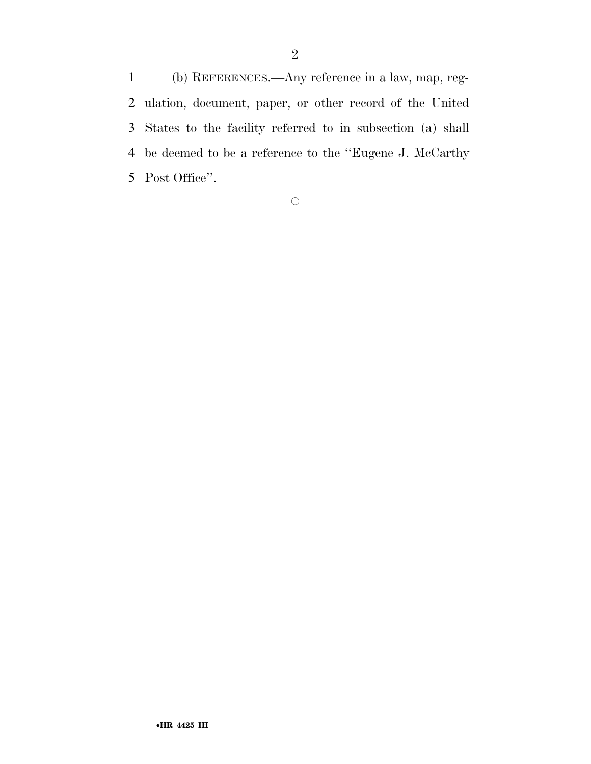(b) REFERENCES.—Any reference in a law, map, regulation, document, paper, or other record of the United States to the facility referred to in subsection (a) shall be deemed to be a reference to the ''Eugene J. McCarthy Post Office''.